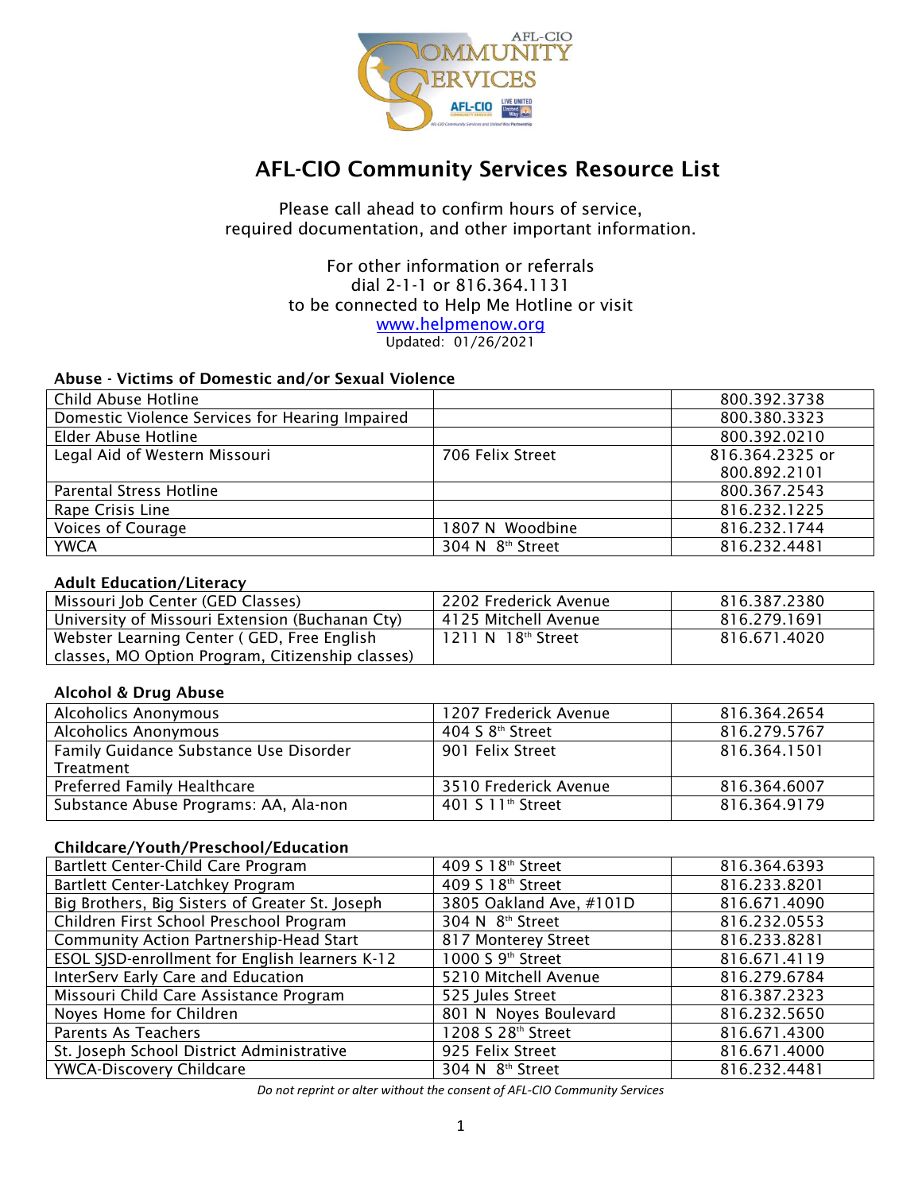# AFL-CIO Community Services Resource List

Please call ahead to confirm hours of service,
required documentation, and other important information.

For other information or referrals
dial 2-1-1 or 816.364.1131
to be connected to Help Me Hotline or visit
www.helpmenow.org
Updated: 01/26/2021

### Abuse - Victims of Domestic and/or Sexual Violence

| | | |
|---|---|---|
| Child Abuse Hotline | | 800.392.3738 |
| Domestic Violence Services for Hearing Impaired | | 800.380.3323 |
| Elder Abuse Hotline | | 800.392.0210 |
| Legal Aid of Western Missouri | 706 Felix Street | 816.364.2325 or 800.892.2101 |
| Parental Stress Hotline | | 800.367.2543 |
| Rape Crisis Line | | 816.232.1225 |
| Voices of Courage | 1807 N Woodbine | 816.232.1744 |
| YWCA | 304 N 8th Street | 816.232.4481 |

### Adult Education/Literacy

| | | |
|---|---|---|
| Missouri Job Center (GED Classes) | 2202 Frederick Avenue | 816.387.2380 |
| University of Missouri Extension (Buchanan Cty) | 4125 Mitchell Avenue | 816.279.1691 |
| Webster Learning Center ( GED, Free English classes, MO Option Program, Citizenship classes) | 1211 N 18th Street | 816.671.4020 |

### Alcohol & Drug Abuse

| | | |
|---|---|---|
| Alcoholics Anonymous | 1207 Frederick Avenue | 816.364.2654 |
| Alcoholics Anonymous | 404 S 8th Street | 816.279.5767 |
| Family Guidance Substance Use Disorder Treatment | 901 Felix Street | 816.364.1501 |
| Preferred Family Healthcare | 3510 Frederick Avenue | 816.364.6007 |
| Substance Abuse Programs: AA, Ala-non | 401 S 11th Street | 816.364.9179 |

### Childcare/Youth/Preschool/Education

| | | |
|---|---|---|
| Bartlett Center-Child Care Program | 409 S 18th Street | 816.364.6393 |
| Bartlett Center-Latchkey Program | 409 S 18th Street | 816.233.8201 |
| Big Brothers, Big Sisters of Greater St. Joseph | 3805 Oakland Ave, #101D | 816.671.4090 |
| Children First School Preschool Program | 304 N 8th Street | 816.232.0553 |
| Community Action Partnership-Head Start | 817 Monterey Street | 816.233.8281 |
| ESOL SJSD-enrollment for English learners K-12 | 1000 S 9th Street | 816.671.4119 |
| InterServ Early Care and Education | 5210 Mitchell Avenue | 816.279.6784 |
| Missouri Child Care Assistance Program | 525 Jules Street | 816.387.2323 |
| Noyes Home for Children | 801 N Noyes Boulevard | 816.232.5650 |
| Parents As Teachers | 1208 S 28th Street | 816.671.4300 |
| St. Joseph School District Administrative | 925 Felix Street | 816.671.4000 |
| YWCA-Discovery Childcare | 304 N 8th Street | 816.232.4481 |

*Do not reprint or alter without the consent of AFL-CIO Community Services*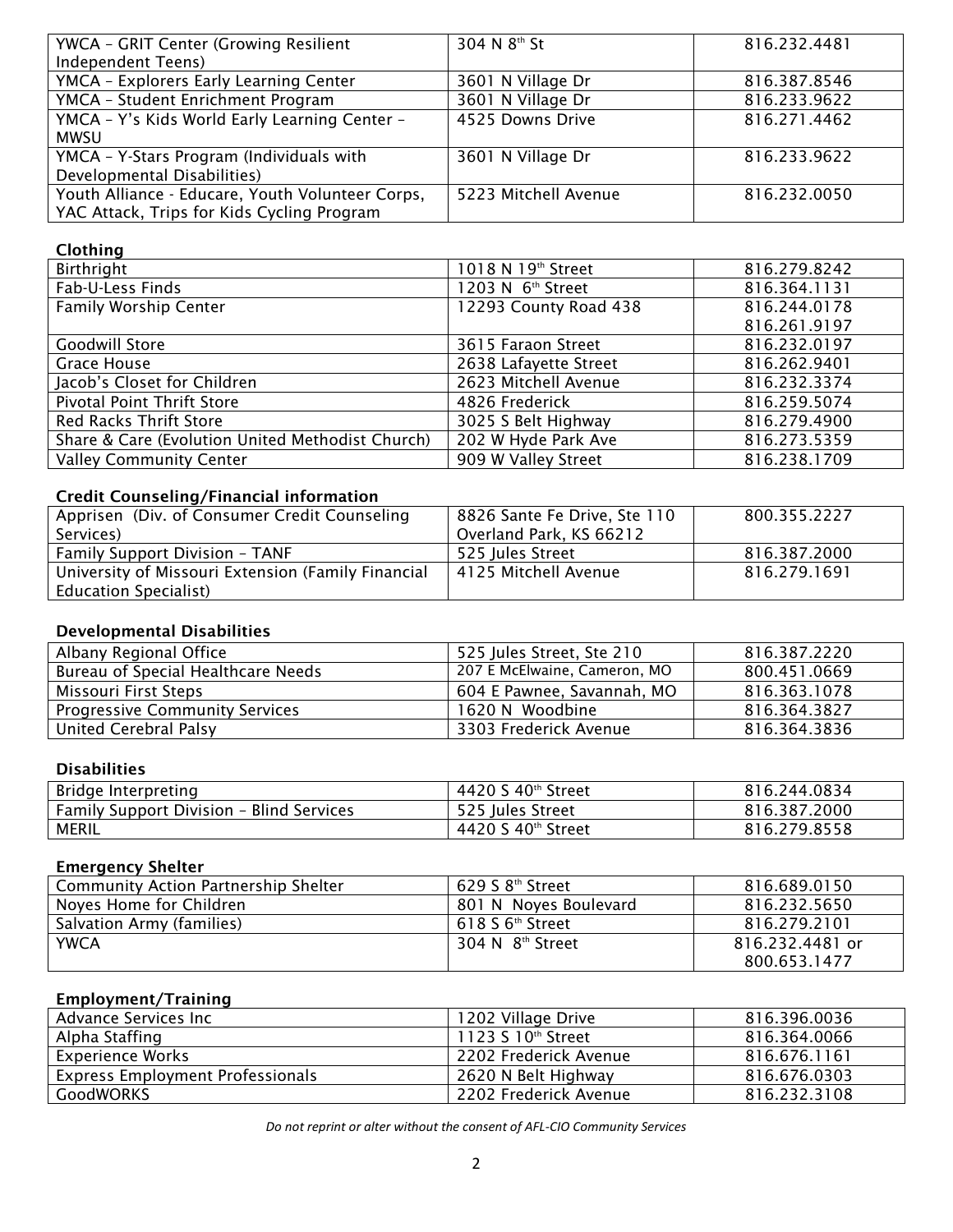| | | |
|---|---|---|
| YWCA – GRIT Center (Growing Resilient Independent Teens) | 304 N 8th St | 816.232.4481 |
| YMCA – Explorers Early Learning Center | 3601 N Village Dr | 816.387.8546 |
| YMCA – Student Enrichment Program | 3601 N Village Dr | 816.233.9622 |
| YMCA – Y's Kids World Early Learning Center – MWSU | 4525 Downs Drive | 816.271.4462 |
| YMCA – Y-Stars Program (Individuals with Developmental Disabilities) | 3601 N Village Dr | 816.233.9622 |
| Youth Alliance - Educare, Youth Volunteer Corps, YAC Attack, Trips for Kids Cycling Program | 5223 Mitchell Avenue | 816.232.0050 |

**Clothing**

| | | |
|---|---|---|
| Birthright | 1018 N 19th Street | 816.279.8242 |
| Fab-U-Less Finds | 1203 N 6th Street | 816.364.1131 |
| Family Worship Center | 12293 County Road 438 | 816.244.0178<br>816.261.9197 |
| Goodwill Store | 3615 Faraon Street | 816.232.0197 |
| Grace House | 2638 Lafayette Street | 816.262.9401 |
| Jacob's Closet for Children | 2623 Mitchell Avenue | 816.232.3374 |
| Pivotal Point Thrift Store | 4826 Frederick | 816.259.5074 |
| Red Racks Thrift Store | 3025 S Belt Highway | 816.279.4900 |
| Share & Care (Evolution United Methodist Church) | 202 W Hyde Park Ave | 816.273.5359 |
| Valley Community Center | 909 W Valley Street | 816.238.1709 |

**Credit Counseling/Financial information**

| | | |
|---|---|---|
| Apprisen (Div. of Consumer Credit Counseling Services) | 8826 Sante Fe Drive, Ste 110<br>Overland Park, KS 66212 | 800.355.2227 |
| Family Support Division – TANF | 525 Jules Street | 816.387.2000 |
| University of Missouri Extension (Family Financial Education Specialist) | 4125 Mitchell Avenue | 816.279.1691 |

**Developmental Disabilities**

| | | |
|---|---|---|
| Albany Regional Office | 525 Jules Street, Ste 210 | 816.387.2220 |
| Bureau of Special Healthcare Needs | 207 E McElwaine, Cameron, MO | 800.451.0669 |
| Missouri First Steps | 604 E Pawnee, Savannah, MO | 816.363.1078 |
| Progressive Community Services | 1620 N Woodbine | 816.364.3827 |
| United Cerebral Palsy | 3303 Frederick Avenue | 816.364.3836 |

**Disabilities**

| | | |
|---|---|---|
| Bridge Interpreting | 4420 S 40th Street | 816.244.0834 |
| Family Support Division – Blind Services | 525 Jules Street | 816.387.2000 |
| MERIL | 4420 S 40th Street | 816.279.8558 |

**Emergency Shelter**

| | | |
|---|---|---|
| Community Action Partnership Shelter | 629 S 8th Street | 816.689.0150 |
| Noyes Home for Children | 801 N Noyes Boulevard | 816.232.5650 |
| Salvation Army (families) | 618 S 6th Street | 816.279.2101 |
| YWCA | 304 N 8th Street | 816.232.4481 or<br>800.653.1477 |

**Employment/Training**

| | | |
|---|---|---|
| Advance Services Inc | 1202 Village Drive | 816.396.0036 |
| Alpha Staffing | 1123 S 10th Street | 816.364.0066 |
| Experience Works | 2202 Frederick Avenue | 816.676.1161 |
| Express Employment Professionals | 2620 N Belt Highway | 816.676.0303 |
| GoodWORKS | 2202 Frederick Avenue | 816.232.3108 |

*Do not reprint or alter without the consent of AFL-CIO Community Services*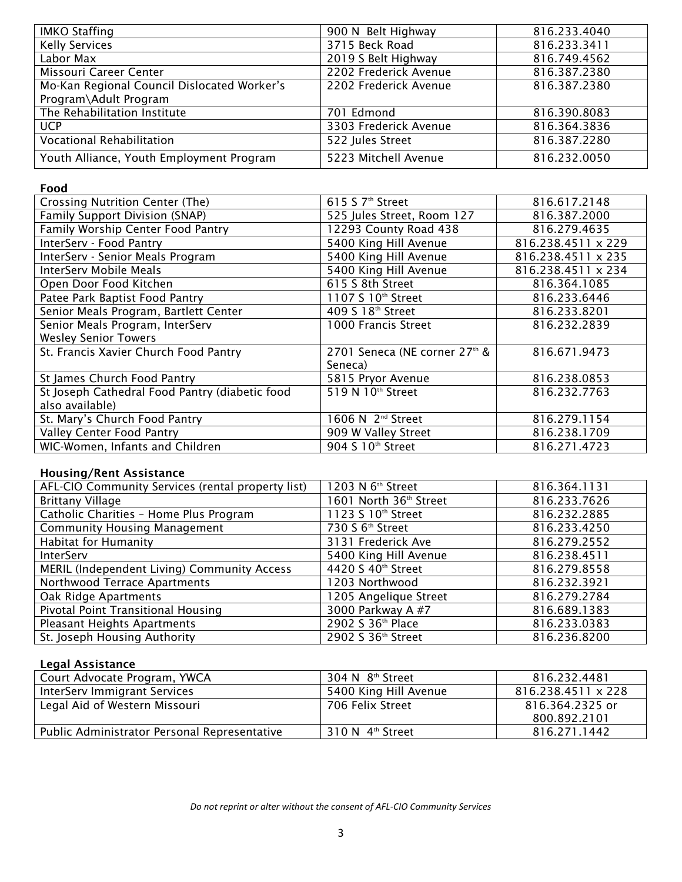| | | |
|---|---|---|
| IMKO Staffing | 900 N Belt Highway | 816.233.4040 |
| Kelly Services | 3715 Beck Road | 816.233.3411 |
| Labor Max | 2019 S Belt Highway | 816.749.4562 |
| Missouri Career Center | 2202 Frederick Avenue | 816.387.2380 |
| Mo-Kan Regional Council Dislocated Worker's Program\Adult Program | 2202 Frederick Avenue | 816.387.2380 |
| The Rehabilitation Institute | 701 Edmond | 816.390.8083 |
| UCP | 3303 Frederick Avenue | 816.364.3836 |
| Vocational Rehabilitation | 522 Jules Street | 816.387.2280 |
| Youth Alliance, Youth Employment Program | 5223 Mitchell Avenue | 816.232.0050 |

**Food**

| | | |
|---|---|---|
| Crossing Nutrition Center (The) | 615 S 7th Street | 816.617.2148 |
| Family Support Division (SNAP) | 525 Jules Street, Room 127 | 816.387.2000 |
| Family Worship Center Food Pantry | 12293 County Road 438 | 816.279.4635 |
| InterServ - Food Pantry | 5400 King Hill Avenue | 816.238.4511 x 229 |
| InterServ - Senior Meals Program | 5400 King Hill Avenue | 816.238.4511 x 235 |
| InterServ Mobile Meals | 5400 King Hill Avenue | 816.238.4511 x 234 |
| Open Door Food Kitchen | 615 S 8th Street | 816.364.1085 |
| Patee Park Baptist Food Pantry | 1107 S 10th Street | 816.233.6446 |
| Senior Meals Program, Bartlett Center | 409 S 18th Street | 816.233.8201 |
| Senior Meals Program, InterServ Wesley Senior Towers | 1000 Francis Street | 816.232.2839 |
| St. Francis Xavier Church Food Pantry | 2701 Seneca (NE corner 27th & Seneca) | 816.671.9473 |
| St James Church Food Pantry | 5815 Pryor Avenue | 816.238.0853 |
| St Joseph Cathedral Food Pantry (diabetic food also available) | 519 N 10th Street | 816.232.7763 |
| St. Mary's Church Food Pantry | 1606 N 2nd Street | 816.279.1154 |
| Valley Center Food Pantry | 909 W Valley Street | 816.238.1709 |
| WIC-Women, Infants and Children | 904 S 10th Street | 816.271.4723 |

**Housing/Rent Assistance**

| | | |
|---|---|---|
| AFL-CIO Community Services (rental property list) | 1203 N 6th Street | 816.364.1131 |
| Brittany Village | 1601 North 36th Street | 816.233.7626 |
| Catholic Charities – Home Plus Program | 1123 S 10th Street | 816.232.2885 |
| Community Housing Management | 730 S 6th Street | 816.233.4250 |
| Habitat for Humanity | 3131 Frederick Ave | 816.279.2552 |
| InterServ | 5400 King Hill Avenue | 816.238.4511 |
| MERIL (Independent Living) Community Access | 4420 S 40th Street | 816.279.8558 |
| Northwood Terrace Apartments | 1203 Northwood | 816.232.3921 |
| Oak Ridge Apartments | 1205 Angelique Street | 816.279.2784 |
| Pivotal Point Transitional Housing | 3000 Parkway A #7 | 816.689.1383 |
| Pleasant Heights Apartments | 2902 S 36th Place | 816.233.0383 |
| St. Joseph Housing Authority | 2902 S 36th Street | 816.236.8200 |

**Legal Assistance**

| | | |
|---|---|---|
| Court Advocate Program, YWCA | 304 N 8th Street | 816.232.4481 |
| InterServ Immigrant Services | 5400 King Hill Avenue | 816.238.4511 x 228 |
| Legal Aid of Western Missouri | 706 Felix Street | 816.364.2325 or 800.892.2101 |
| Public Administrator Personal Representative | 310 N 4th Street | 816.271.1442 |

*Do not reprint or alter without the consent of AFL-CIO Community Services*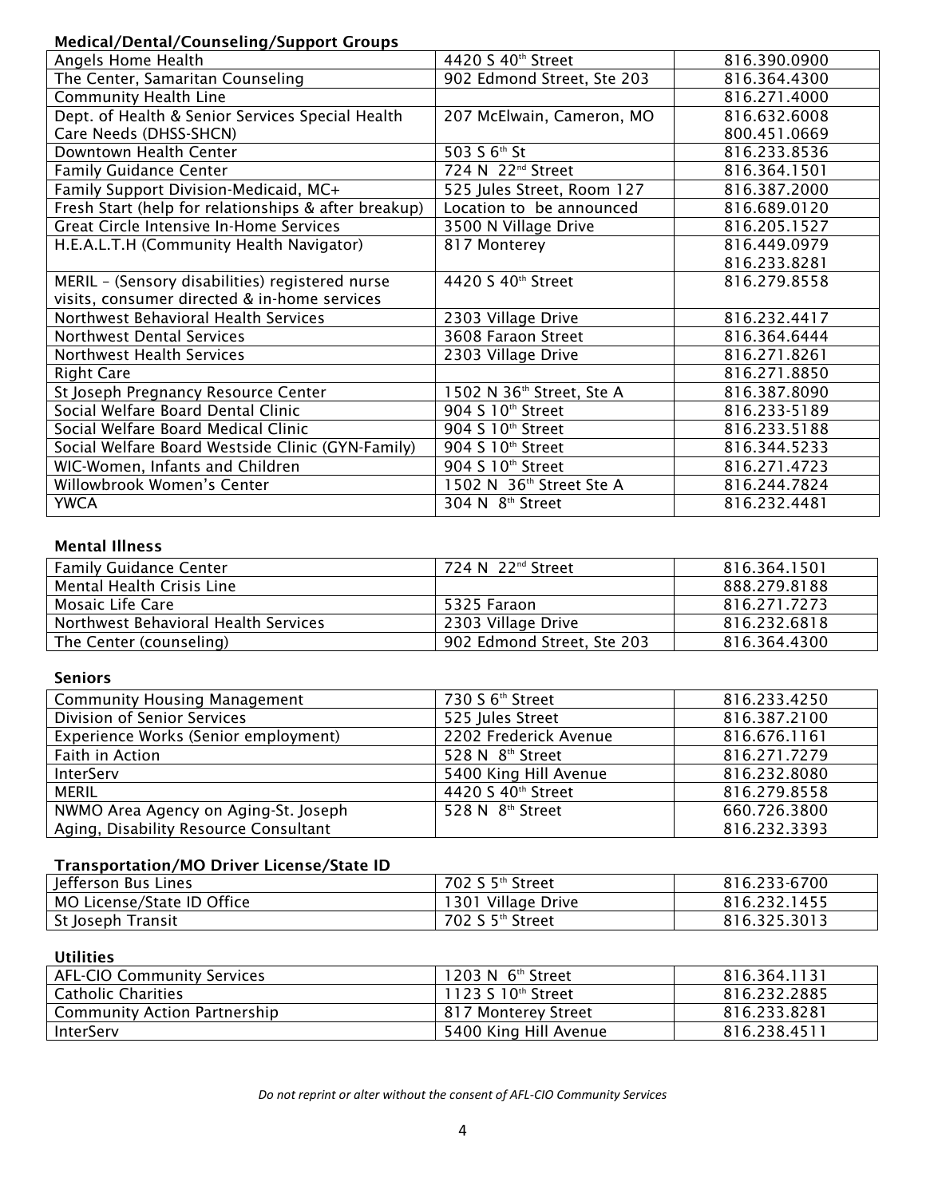**Medical/Dental/Counseling/Support Groups**

| Angels Home Health | 4420 S 40th Street | 816.390.0900 |
|---|---|---|
| The Center, Samaritan Counseling | 902 Edmond Street, Ste 203 | 816.364.4300 |
| Community Health Line | | 816.271.4000 |
| Dept. of Health & Senior Services Special Health Care Needs (DHSS-SHCN) | 207 McElwain, Cameron, MO | 816.632.6008<br>800.451.0669 |
| Downtown Health Center | 503 S 6th St | 816.233.8536 |
| Family Guidance Center | 724 N 22nd Street | 816.364.1501 |
| Family Support Division-Medicaid, MC+ | 525 Jules Street, Room 127 | 816.387.2000 |
| Fresh Start (help for relationships & after breakup) | Location to be announced | 816.689.0120 |
| Great Circle Intensive In-Home Services | 3500 N Village Drive | 816.205.1527 |
| H.E.A.L.T.H (Community Health Navigator) | 817 Monterey | 816.449.0979<br>816.233.8281 |
| MERIL – (Sensory disabilities) registered nurse visits, consumer directed & in-home services | 4420 S 40th Street | 816.279.8558 |
| Northwest Behavioral Health Services | 2303 Village Drive | 816.232.4417 |
| Northwest Dental Services | 3608 Faraon Street | 816.364.6444 |
| Northwest Health Services | 2303 Village Drive | 816.271.8261 |
| Right Care | | 816.271.8850 |
| St Joseph Pregnancy Resource Center | 1502 N 36th Street, Ste A | 816.387.8090 |
| Social Welfare Board Dental Clinic | 904 S 10th Street | 816.233-5189 |
| Social Welfare Board Medical Clinic | 904 S 10th Street | 816.233.5188 |
| Social Welfare Board Westside Clinic (GYN-Family) | 904 S 10th Street | 816.344.5233 |
| WIC-Women, Infants and Children | 904 S 10th Street | 816.271.4723 |
| Willowbrook Women's Center | 1502 N 36th Street Ste A | 816.244.7824 |
| YWCA | 304 N 8th Street | 816.232.4481 |

**Mental Illness**

| Family Guidance Center | 724 N 22nd Street | 816.364.1501 |
|---|---|---|
| Mental Health Crisis Line | | 888.279.8188 |
| Mosaic Life Care | 5325 Faraon | 816.271.7273 |
| Northwest Behavioral Health Services | 2303 Village Drive | 816.232.6818 |
| The Center (counseling) | 902 Edmond Street, Ste 203 | 816.364.4300 |

**Seniors**

| Community Housing Management | 730 S 6th Street | 816.233.4250 |
|---|---|---|
| Division of Senior Services | 525 Jules Street | 816.387.2100 |
| Experience Works (Senior employment) | 2202 Frederick Avenue | 816.676.1161 |
| Faith in Action | 528 N 8th Street | 816.271.7279 |
| InterServ | 5400 King Hill Avenue | 816.232.8080 |
| MERIL | 4420 S 40th Street | 816.279.8558 |
| NWMO Area Agency on Aging-St. Joseph<br>Aging, Disability Resource Consultant | 528 N 8th Street | 660.726.3800<br>816.232.3393 |

**Transportation/MO Driver License/State ID**

| Jefferson Bus Lines | 702 S 5th Street | 816.233-6700 |
|---|---|---|
| MO License/State ID Office | 1301 Village Drive | 816.232.1455 |
| St Joseph Transit | 702 S 5th Street | 816.325.3013 |

**Utilities**

| AFL-CIO Community Services | 1203 N 6th Street | 816.364.1131 |
|---|---|---|
| Catholic Charities | 1123 S 10th Street | 816.232.2885 |
| Community Action Partnership | 817 Monterey Street | 816.233.8281 |
| InterServ | 5400 King Hill Avenue | 816.238.4511 |

*Do not reprint or alter without the consent of AFL-CIO Community Services*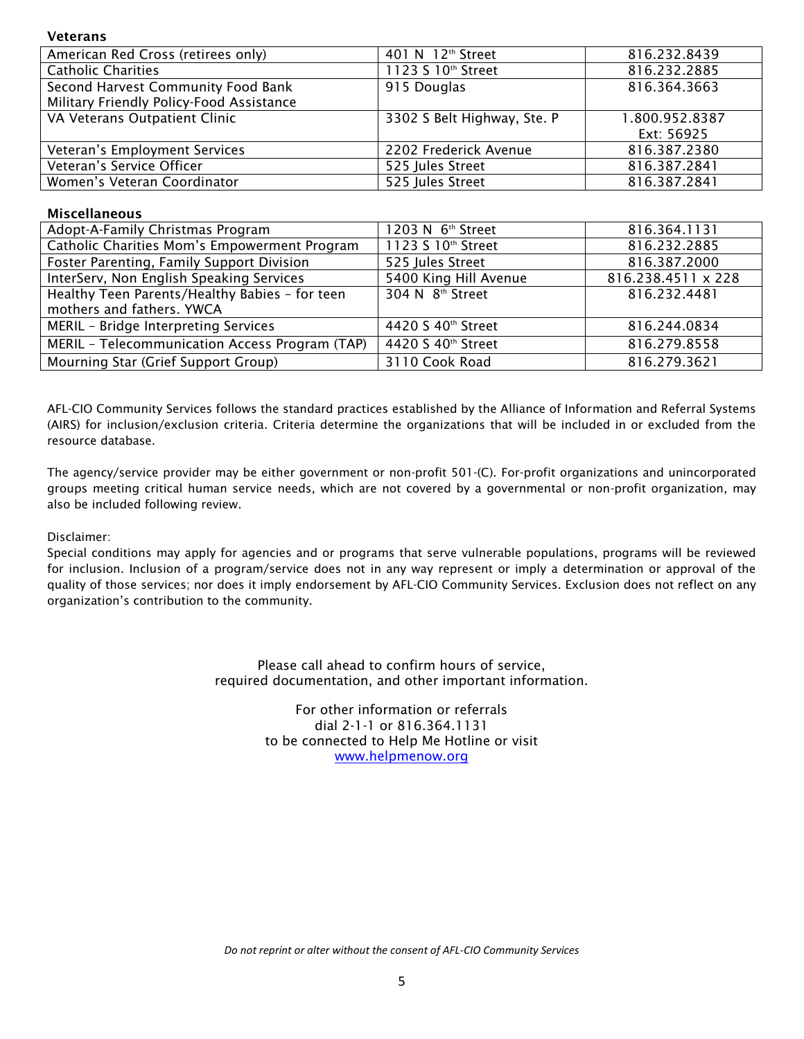**Veterans**

| | | |
|---|---|---|
| American Red Cross (retirees only) | 401 N 12th Street | 816.232.8439 |
| Catholic Charities | 1123 S 10th Street | 816.232.2885 |
| Second Harvest Community Food Bank Military Friendly Policy-Food Assistance | 915 Douglas | 816.364.3663 |
| VA Veterans Outpatient Clinic | 3302 S Belt Highway, Ste. P | 1.800.952.8387 Ext: 56925 |
| Veteran's Employment Services | 2202 Frederick Avenue | 816.387.2380 |
| Veteran's Service Officer | 525 Jules Street | 816.387.2841 |
| Women's Veteran Coordinator | 525 Jules Street | 816.387.2841 |

**Miscellaneous**

| | | |
|---|---|---|
| Adopt-A-Family Christmas Program | 1203 N 6th Street | 816.364.1131 |
| Catholic Charities Mom's Empowerment Program | 1123 S 10th Street | 816.232.2885 |
| Foster Parenting, Family Support Division | 525 Jules Street | 816.387.2000 |
| InterServ, Non English Speaking Services | 5400 King Hill Avenue | 816.238.4511 x 228 |
| Healthy Teen Parents/Healthy Babies – for teen mothers and fathers. YWCA | 304 N 8th Street | 816.232.4481 |
| MERIL – Bridge Interpreting Services | 4420 S 40th Street | 816.244.0834 |
| MERIL – Telecommunication Access Program (TAP) | 4420 S 40th Street | 816.279.8558 |
| Mourning Star (Grief Support Group) | 3110 Cook Road | 816.279.3621 |

AFL-CIO Community Services follows the standard practices established by the Alliance of Information and Referral Systems (AIRS) for inclusion/exclusion criteria. Criteria determine the organizations that will be included in or excluded from the resource database.

The agency/service provider may be either government or non-profit 501-(C). For-profit organizations and unincorporated groups meeting critical human service needs, which are not covered by a governmental or non-profit organization, may also be included following review.

Disclaimer:
Special conditions may apply for agencies and or programs that serve vulnerable populations, programs will be reviewed for inclusion. Inclusion of a program/service does not in any way represent or imply a determination or approval of the quality of those services; nor does it imply endorsement by AFL-CIO Community Services. Exclusion does not reflect on any organization's contribution to the community.

Please call ahead to confirm hours of service,
required documentation, and other important information.

For other information or referrals
dial 2-1-1 or 816.364.1131
to be connected to Help Me Hotline or visit
www.helpmenow.org

*Do not reprint or alter without the consent of AFL-CIO Community Services*